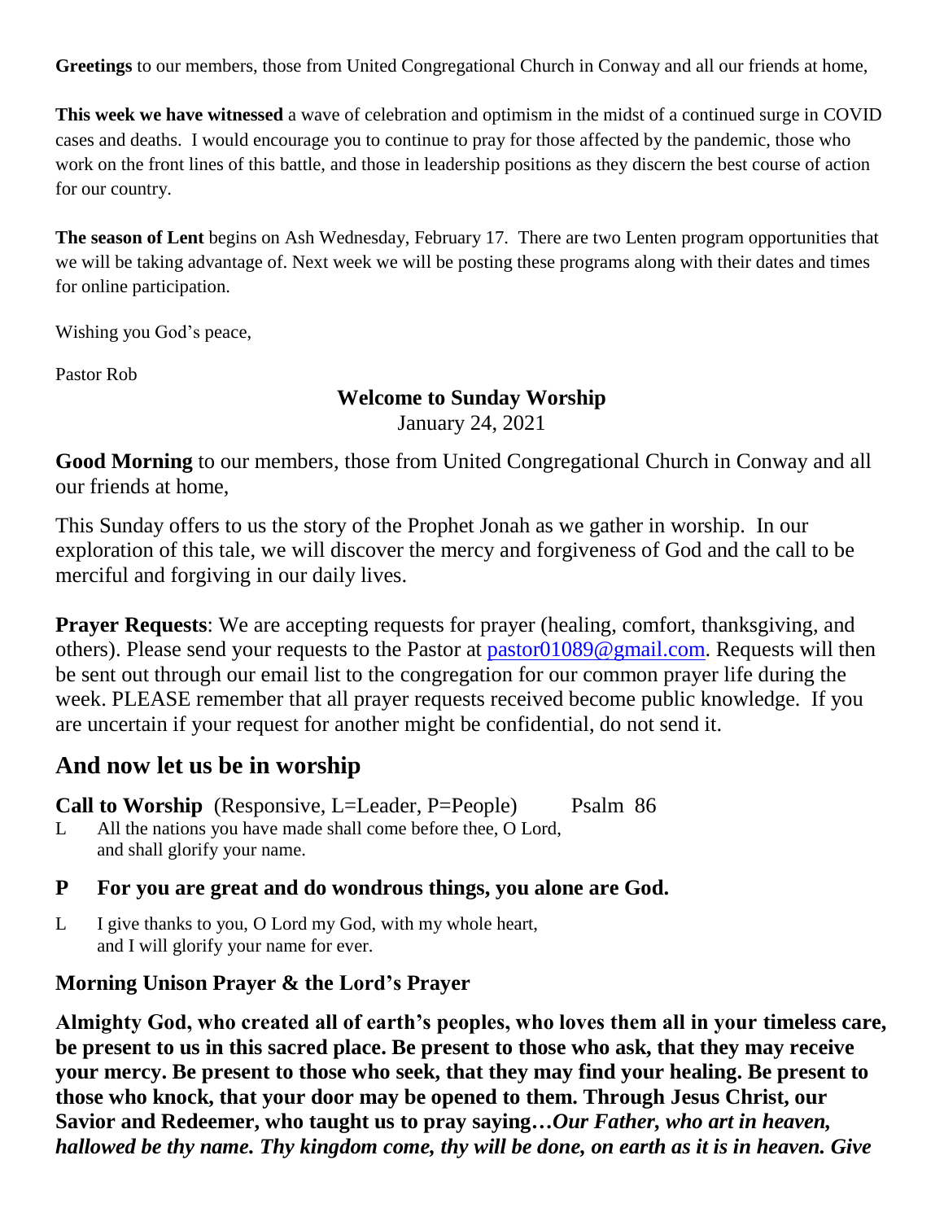**Greetings** to our members, those from United Congregational Church in Conway and all our friends at home,

**This week we have witnessed** a wave of celebration and optimism in the midst of a continued surge in COVID cases and deaths. I would encourage you to continue to pray for those affected by the pandemic, those who work on the front lines of this battle, and those in leadership positions as they discern the best course of action for our country.

**The season of Lent** begins on Ash Wednesday, February 17. There are two Lenten program opportunities that we will be taking advantage of. Next week we will be posting these programs along with their dates and times for online participation.

Wishing you God's peace,

Pastor Rob

**Welcome to Sunday Worship**
January 24, 2021

**Good Morning** to our members, those from United Congregational Church in Conway and all our friends at home,

This Sunday offers to us the story of the Prophet Jonah as we gather in worship. In our exploration of this tale, we will discover the mercy and forgiveness of God and the call to be merciful and forgiving in our daily lives.

**Prayer Requests**: We are accepting requests for prayer (healing, comfort, thanksgiving, and others). Please send your requests to the Pastor at pastor01089@gmail.com. Requests will then be sent out through our email list to the congregation for our common prayer life during the week. PLEASE remember that all prayer requests received become public knowledge. If you are uncertain if your request for another might be confidential, do not send it.

## And now let us be in worship

**Call to Worship** (Responsive, L=Leader, P=People) Psalm 86

L All the nations you have made shall come before thee, O Lord, and shall glorify your name.

**P For you are great and do wondrous things, you alone are God.**

L I give thanks to you, O Lord my God, with my whole heart, and I will glorify your name for ever.

**Morning Unison Prayer & the Lord's Prayer**

**Almighty God, who created all of earth's peoples, who loves them all in your timeless care, be present to us in this sacred place. Be present to those who ask, that they may receive your mercy. Be present to those who seek, that they may find your healing. Be present to those who knock, that your door may be opened to them. Through Jesus Christ, our Savior and Redeemer, who taught us to pray saying…*Our Father, who art in heaven, hallowed be thy name. Thy kingdom come, thy will be done, on earth as it is in heaven. Give***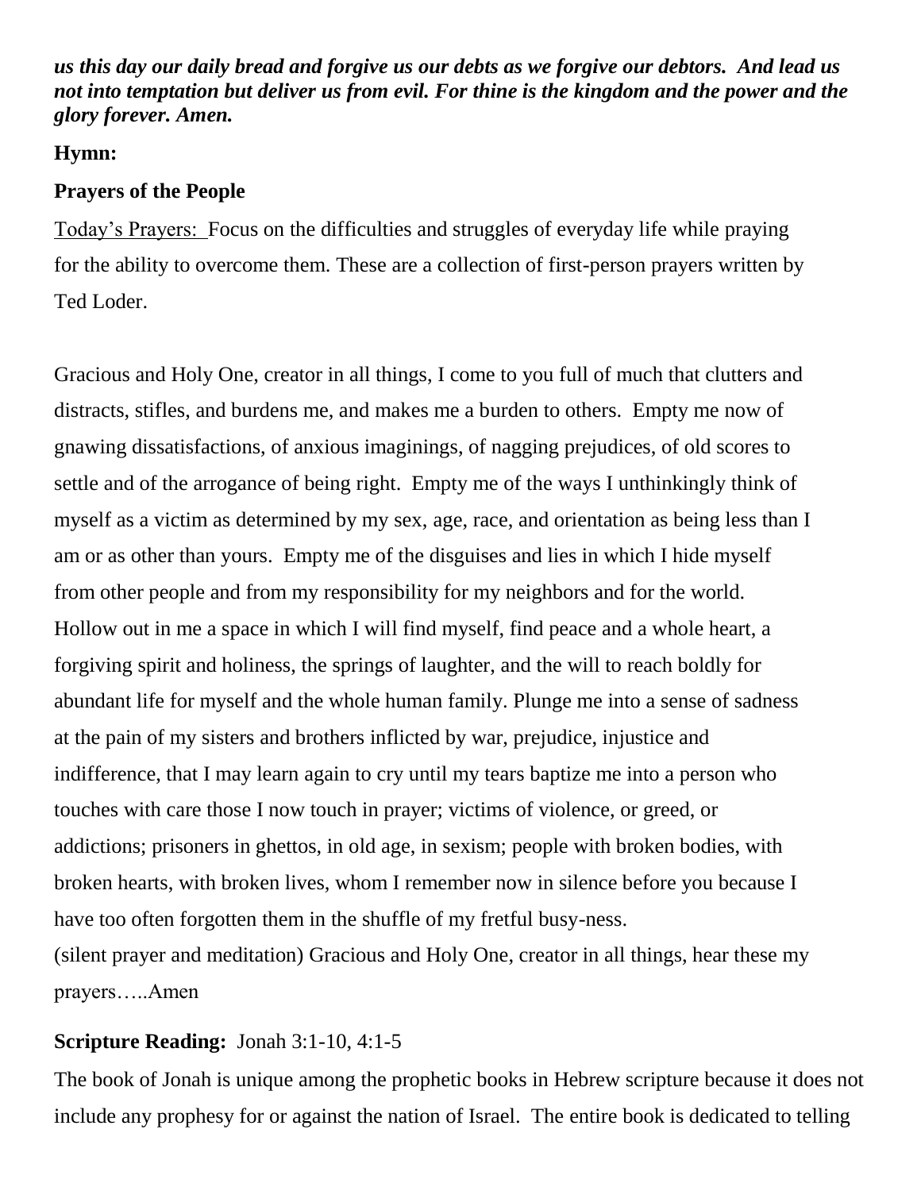***us this day our daily bread and forgive us our debts as we forgive our debtors. And lead us not into temptation but deliver us from evil. For thine is the kingdom and the power and the glory forever. Amen.***

**Hymn:**

**Prayers of the People**

Today's Prayers: Focus on the difficulties and struggles of everyday life while praying for the ability to overcome them. These are a collection of first-person prayers written by Ted Loder.

Gracious and Holy One, creator in all things, I come to you full of much that clutters and distracts, stifles, and burdens me, and makes me a burden to others. Empty me now of gnawing dissatisfactions, of anxious imaginings, of nagging prejudices, of old scores to settle and of the arrogance of being right. Empty me of the ways I unthinkingly think of myself as a victim as determined by my sex, age, race, and orientation as being less than I am or as other than yours. Empty me of the disguises and lies in which I hide myself from other people and from my responsibility for my neighbors and for the world. Hollow out in me a space in which I will find myself, find peace and a whole heart, a forgiving spirit and holiness, the springs of laughter, and the will to reach boldly for abundant life for myself and the whole human family. Plunge me into a sense of sadness at the pain of my sisters and brothers inflicted by war, prejudice, injustice and indifference, that I may learn again to cry until my tears baptize me into a person who touches with care those I now touch in prayer; victims of violence, or greed, or addictions; prisoners in ghettos, in old age, in sexism; people with broken bodies, with broken hearts, with broken lives, whom I remember now in silence before you because I have too often forgotten them in the shuffle of my fretful busy-ness.
(silent prayer and meditation) Gracious and Holy One, creator in all things, hear these my prayers…..Amen

**Scripture Reading:** Jonah 3:1-10, 4:1-5

The book of Jonah is unique among the prophetic books in Hebrew scripture because it does not include any prophesy for or against the nation of Israel. The entire book is dedicated to telling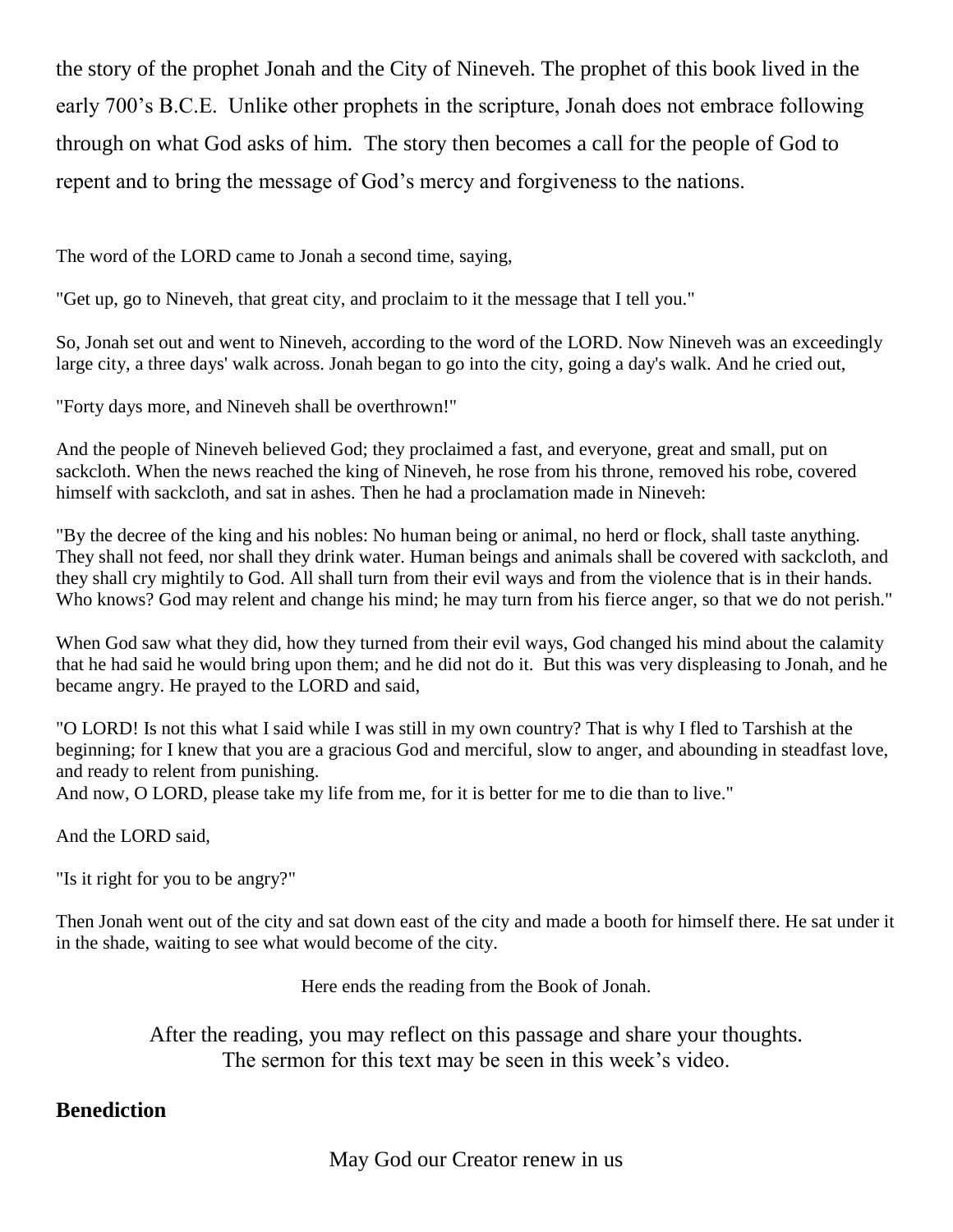the story of the prophet Jonah and the City of Nineveh. The prophet of this book lived in the early 700's B.C.E. Unlike other prophets in the scripture, Jonah does not embrace following through on what God asks of him. The story then becomes a call for the people of God to repent and to bring the message of God's mercy and forgiveness to the nations.

The word of the LORD came to Jonah a second time, saying,

"Get up, go to Nineveh, that great city, and proclaim to it the message that I tell you."

So, Jonah set out and went to Nineveh, according to the word of the LORD. Now Nineveh was an exceedingly large city, a three days' walk across. Jonah began to go into the city, going a day's walk. And he cried out,

"Forty days more, and Nineveh shall be overthrown!"

And the people of Nineveh believed God; they proclaimed a fast, and everyone, great and small, put on sackcloth. When the news reached the king of Nineveh, he rose from his throne, removed his robe, covered himself with sackcloth, and sat in ashes. Then he had a proclamation made in Nineveh:

"By the decree of the king and his nobles: No human being or animal, no herd or flock, shall taste anything. They shall not feed, nor shall they drink water. Human beings and animals shall be covered with sackcloth, and they shall cry mightily to God. All shall turn from their evil ways and from the violence that is in their hands. Who knows? God may relent and change his mind; he may turn from his fierce anger, so that we do not perish."

When God saw what they did, how they turned from their evil ways, God changed his mind about the calamity that he had said he would bring upon them; and he did not do it. But this was very displeasing to Jonah, and he became angry. He prayed to the LORD and said,

"O LORD! Is not this what I said while I was still in my own country? That is why I fled to Tarshish at the beginning; for I knew that you are a gracious God and merciful, slow to anger, and abounding in steadfast love, and ready to relent from punishing.
And now, O LORD, please take my life from me, for it is better for me to die than to live."

And the LORD said,

"Is it right for you to be angry?"

Then Jonah went out of the city and sat down east of the city and made a booth for himself there. He sat under it in the shade, waiting to see what would become of the city.

Here ends the reading from the Book of Jonah.

After the reading, you may reflect on this passage and share your thoughts.
The sermon for this text may be seen in this week's video.

## Benediction

May God our Creator renew in us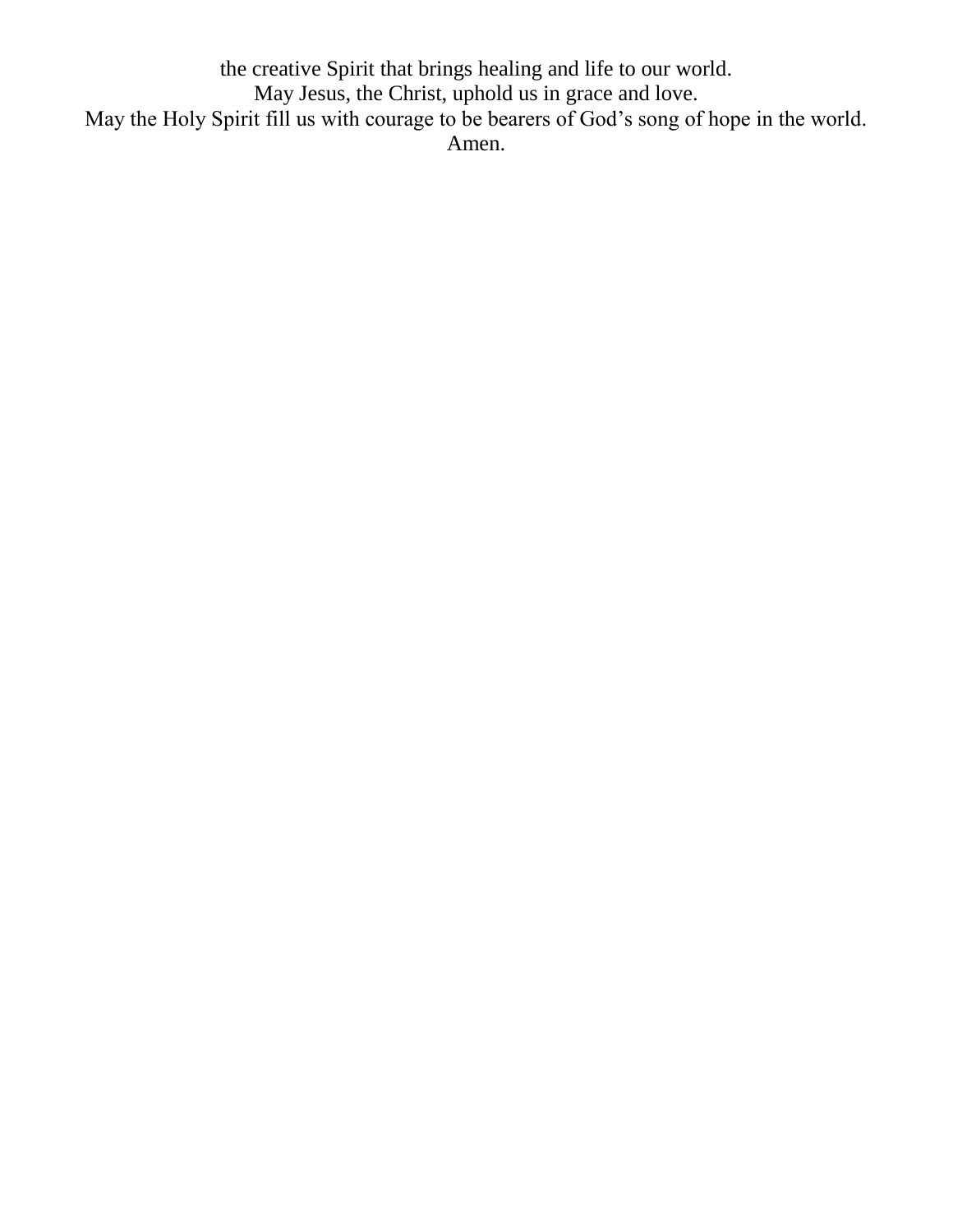the creative Spirit that brings healing and life to our world.
May Jesus, the Christ, uphold us in grace and love.
May the Holy Spirit fill us with courage to be bearers of God’s song of hope in the world.
Amen.